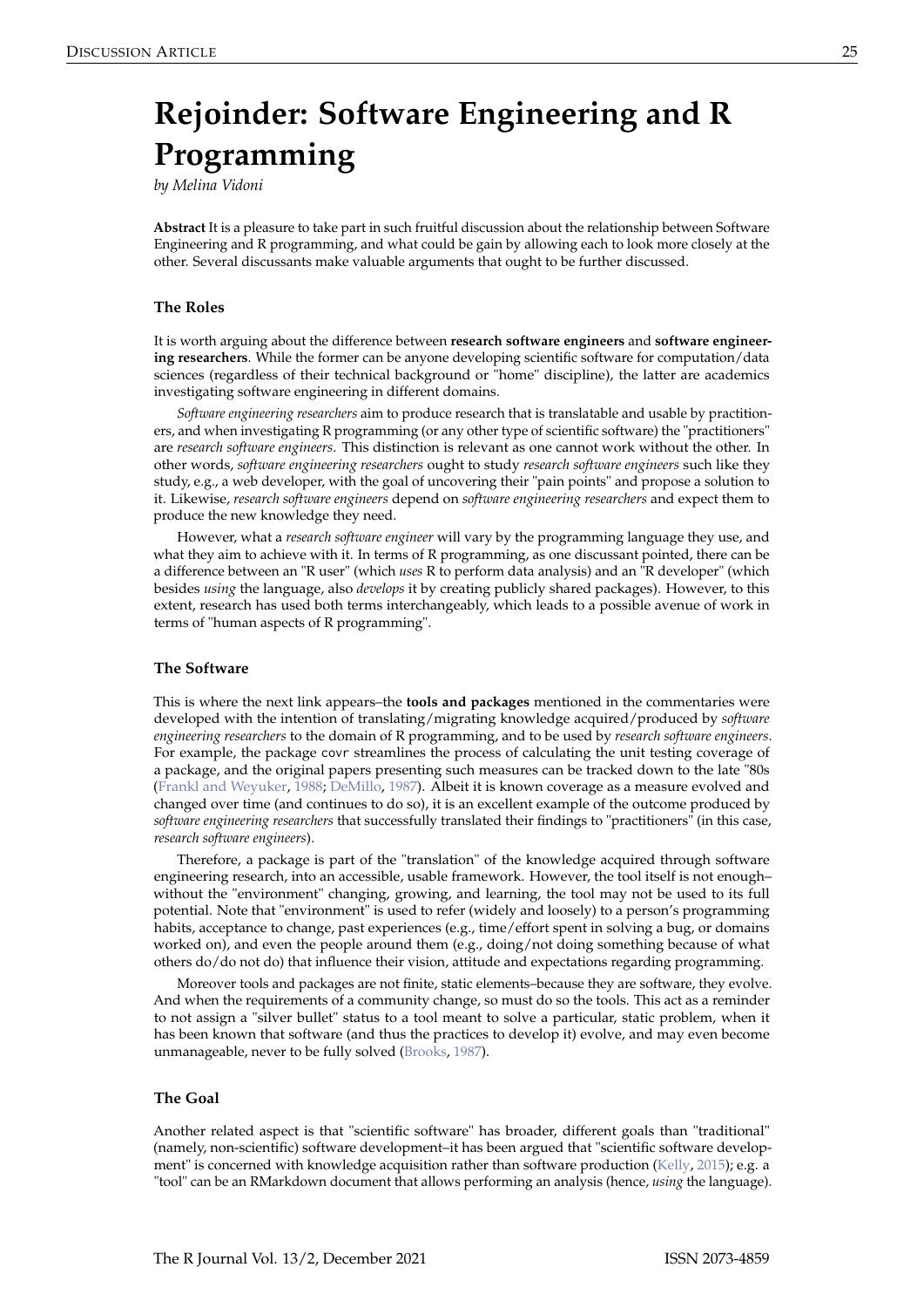# Rejoinder: Software Engineering and R Programming

*by Melina Vidoni*

**Abstract** It is a pleasure to take part in such fruitful discussion about the relationship between Software Engineering and R programming, and what could be gain by allowing each to look more closely at the other. Several discussants make valuable arguments that ought to be further discussed.

## The Roles

It is worth arguing about the difference between **research software engineers** and **software engineering researchers**. While the former can be anyone developing scientific software for computation/data sciences (regardless of their technical background or "home" discipline), the latter are academics investigating software engineering in different domains.

*Software engineering researchers* aim to produce research that is translatable and usable by practitioners, and when investigating R programming (or any other type of scientific software) the "practitioners" are *research software engineers*. This distinction is relevant as one cannot work without the other. In other words, *software engineering researchers* ought to study *research software engineers* such like they study, e.g., a web developer, with the goal of uncovering their "pain points" and propose a solution to it. Likewise, *research software engineers* depend on *software engineering researchers* and expect them to produce the new knowledge they need.

However, what a *research software engineer* will vary by the programming language they use, and what they aim to achieve with it. In terms of R programming, as one discussant pointed, there can be a difference between an "R user" (which *uses* R to perform data analysis) and an "R developer" (which besides *using* the language, also *develops* it by creating publicly shared packages). However, to this extent, research has used both terms interchangeably, which leads to a possible avenue of work in terms of "human aspects of R programming".

## The Software

This is where the next link appears–the **tools and packages** mentioned in the commentaries were developed with the intention of translating/migrating knowledge acquired/produced by *software engineering researchers* to the domain of R programming, and to be used by *research software engineers*. For example, the package `covr` streamlines the process of calculating the unit testing coverage of a package, and the original papers presenting such measures can be tracked down to the late "80s (Frankl and Weyuker, 1988; DeMillo, 1987). Albeit it is known coverage as a measure evolved and changed over time (and continues to do so), it is an excellent example of the outcome produced by *software engineering researchers* that successfully translated their findings to "practitioners" (in this case, *research software engineers*).

Therefore, a package is part of the "translation" of the knowledge acquired through software engineering research, into an accessible, usable framework. However, the tool itself is not enough–without the "environment" changing, growing, and learning, the tool may not be used to its full potential. Note that "environment" is used to refer (widely and loosely) to a person's programming habits, acceptance to change, past experiences (e.g., time/effort spent in solving a bug, or domains worked on), and even the people around them (e.g., doing/not doing something because of what others do/do not do) that influence their vision, attitude and expectations regarding programming.

Moreover tools and packages are not finite, static elements–because they are software, they evolve. And when the requirements of a community change, so must do so the tools. This act as a reminder to not assign a "silver bullet" status to a tool meant to solve a particular, static problem, when it has been known that software (and thus the practices to develop it) evolve, and may even become unmanageable, never to be fully solved (Brooks, 1987).

## The Goal

Another related aspect is that "scientific software" has broader, different goals than "traditional" (namely, non-scientific) software development–it has been argued that "scientific software development" is concerned with knowledge acquisition rather than software production (Kelly, 2015); e.g. a "tool" can be an RMarkdown document that allows performing an analysis (hence, *using* the language).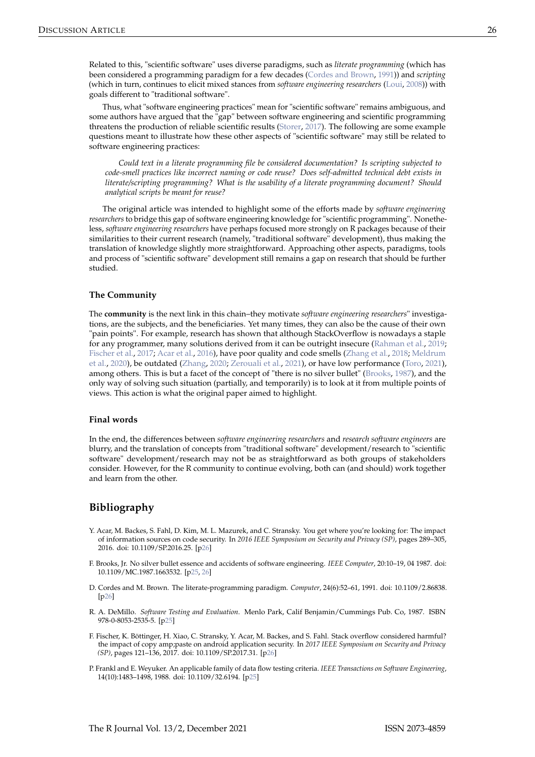Related to this, "scientific software" uses diverse paradigms, such as *literate programming* (which has been considered a programming paradigm for a few decades (Cordes and Brown, 1991)) and *scripting* (which in turn, continues to elicit mixed stances from *software engineering researchers* (Loui, 2008)) with goals different to "traditional software".

Thus, what "software engineering practices" mean for "scientific software" remains ambiguous, and some authors have argued that the "gap" between software engineering and scientific programming threatens the production of reliable scientific results (Storer, 2017). The following are some example questions meant to illustrate how these other aspects of "scientific software" may still be related to software engineering practices:

> *Could text in a literate programming file be considered documentation? Is scripting subjected to code-smell practices like incorrect naming or code reuse? Does self-admitted technical debt exists in literate/scripting programming? What is the usability of a literate programming document? Should analytical scripts be meant for reuse?*

The original article was intended to highlight some of the efforts made by *software engineering researchers* to bridge this gap of software engineering knowledge for "scientific programming". Nonetheless, *software engineering researchers* have perhaps focused more strongly on R packages because of their similarities to their current research (namely, "traditional software" development), thus making the translation of knowledge slightly more straightforward. Approaching other aspects, paradigms, tools and process of "scientific software" development still remains a gap on research that should be further studied.

### The Community

The **community** is the next link in this chain–they motivate *software engineering researchers*" investigations, are the subjects, and the beneficiaries. Yet many times, they can also be the cause of their own "pain points". For example, research has shown that although StackOverflow is nowadays a staple for any programmer, many solutions derived from it can be outright insecure (Rahman et al., 2019; Fischer et al., 2017; Acar et al., 2016), have poor quality and code smells (Zhang et al., 2018; Meldrum et al., 2020), be outdated (Zhang, 2020; Zerouali et al., 2021), or have low performance (Toro, 2021), among others. This is but a facet of the concept of "there is no silver bullet" (Brooks, 1987), and the only way of solving such situation (partially, and temporarily) is to look at it from multiple points of views. This action is what the original paper aimed to highlight.

### Final words

In the end, the differences between *software engineering researchers* and *research software engineers* are blurry, and the translation of concepts from "traditional software" development/research to "scientific software" development/research may not be as straightforward as both groups of stakeholders consider. However, for the R community to continue evolving, both can (and should) work together and learn from the other.

## Bibliography

Y. Acar, M. Backes, S. Fahl, D. Kim, M. L. Mazurek, and C. Stransky. You get where you're looking for: The impact of information sources on code security. In *2016 IEEE Symposium on Security and Privacy (SP)*, pages 289–305, 2016. doi: 10.1109/SP.2016.25. [p26]

F. Brooks, Jr. No silver bullet essence and accidents of software engineering. *IEEE Computer*, 20:10–19, 04 1987. doi: 10.1109/MC.1987.1663532. [p25, 26]

D. Cordes and M. Brown. The literate-programming paradigm. *Computer*, 24(6):52–61, 1991. doi: 10.1109/2.86838. [p26]

R. A. DeMillo. *Software Testing and Evaluation*. Menlo Park, Calif Benjamin/Cummings Pub. Co, 1987. ISBN 978-0-8053-2535-5. [p25]

F. Fischer, K. Böttinger, H. Xiao, C. Stransky, Y. Acar, M. Backes, and S. Fahl. Stack overflow considered harmful? the impact of copy amp;paste on android application security. In *2017 IEEE Symposium on Security and Privacy (SP)*, pages 121–136, 2017. doi: 10.1109/SP.2017.31. [p26]

P. Frankl and E. Weyuker. An applicable family of data flow testing criteria. *IEEE Transactions on Software Engineering*, 14(10):1483–1498, 1988. doi: 10.1109/32.6194. [p25]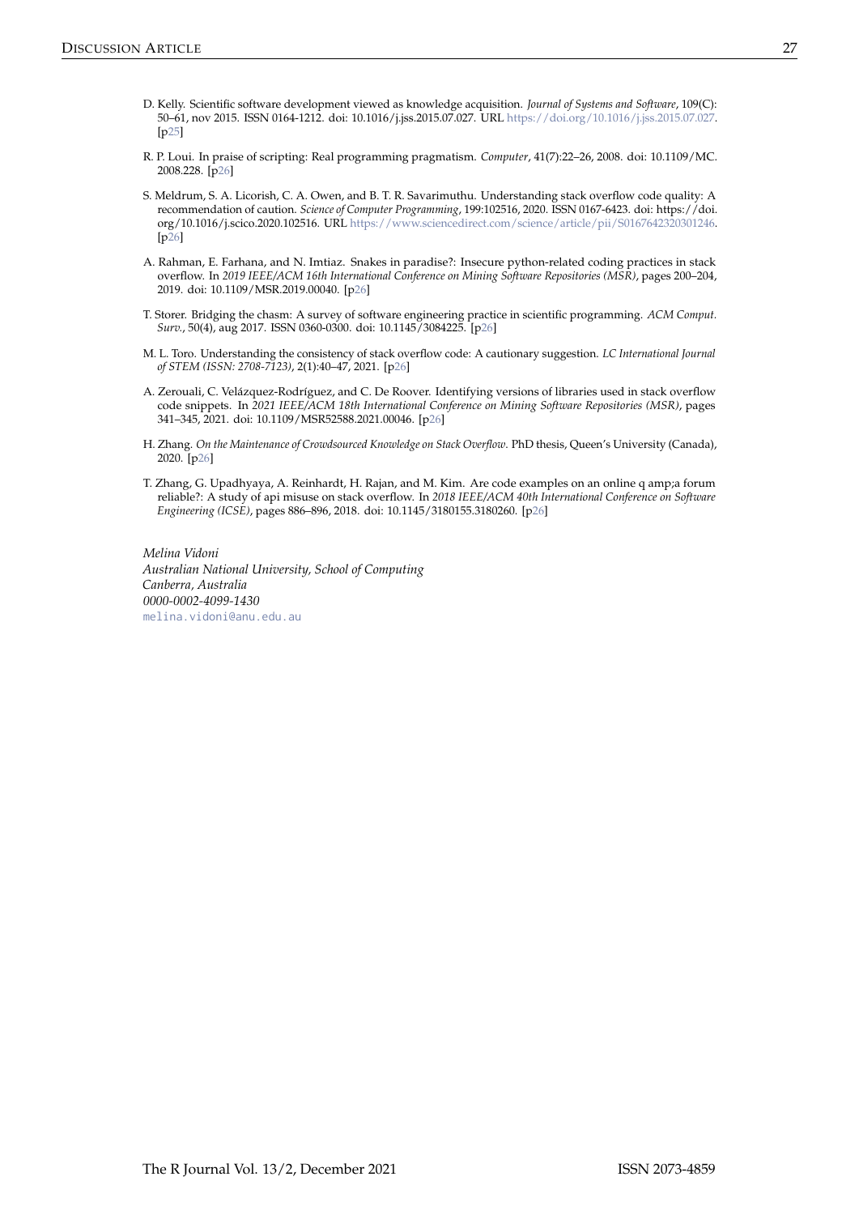D. Kelly. Scientific software development viewed as knowledge acquisition. *Journal of Systems and Software*, 109(C): 50–61, nov 2015. ISSN 0164-1212. doi: 10.1016/j.jss.2015.07.027. URL https://doi.org/10.1016/j.jss.2015.07.027. [p25]

R. P. Loui. In praise of scripting: Real programming pragmatism. *Computer*, 41(7):22–26, 2008. doi: 10.1109/MC.2008.228. [p26]

S. Meldrum, S. A. Licorish, C. A. Owen, and B. T. R. Savarimuthu. Understanding stack overflow code quality: A recommendation of caution. *Science of Computer Programming*, 199:102516, 2020. ISSN 0167-6423. doi: https://doi.org/10.1016/j.scico.2020.102516. URL https://www.sciencedirect.com/science/article/pii/S0167642320301246. [p26]

A. Rahman, E. Farhana, and N. Imtiaz. Snakes in paradise?: Insecure python-related coding practices in stack overflow. In *2019 IEEE/ACM 16th International Conference on Mining Software Repositories (MSR)*, pages 200–204, 2019. doi: 10.1109/MSR.2019.00040. [p26]

T. Storer. Bridging the chasm: A survey of software engineering practice in scientific programming. *ACM Comput. Surv.*, 50(4), aug 2017. ISSN 0360-0300. doi: 10.1145/3084225. [p26]

M. L. Toro. Understanding the consistency of stack overflow code: A cautionary suggestion. *LC International Journal of STEM (ISSN: 2708-7123)*, 2(1):40–47, 2021. [p26]

A. Zerouali, C. Velázquez-Rodríguez, and C. De Roover. Identifying versions of libraries used in stack overflow code snippets. In *2021 IEEE/ACM 18th International Conference on Mining Software Repositories (MSR)*, pages 341–345, 2021. doi: 10.1109/MSR52588.2021.00046. [p26]

H. Zhang. *On the Maintenance of Crowdsourced Knowledge on Stack Overflow*. PhD thesis, Queen's University (Canada), 2020. [p26]

T. Zhang, G. Upadhyaya, A. Reinhardt, H. Rajan, and M. Kim. Are code examples on an online q amp;a forum reliable?: A study of api misuse on stack overflow. In *2018 IEEE/ACM 40th International Conference on Software Engineering (ICSE)*, pages 886–896, 2018. doi: 10.1145/3180155.3180260. [p26]

*Melina Vidoni*
*Australian National University, School of Computing*
*Canberra, Australia*
*0000-0002-4099-1430*
melina.vidoni@anu.edu.au